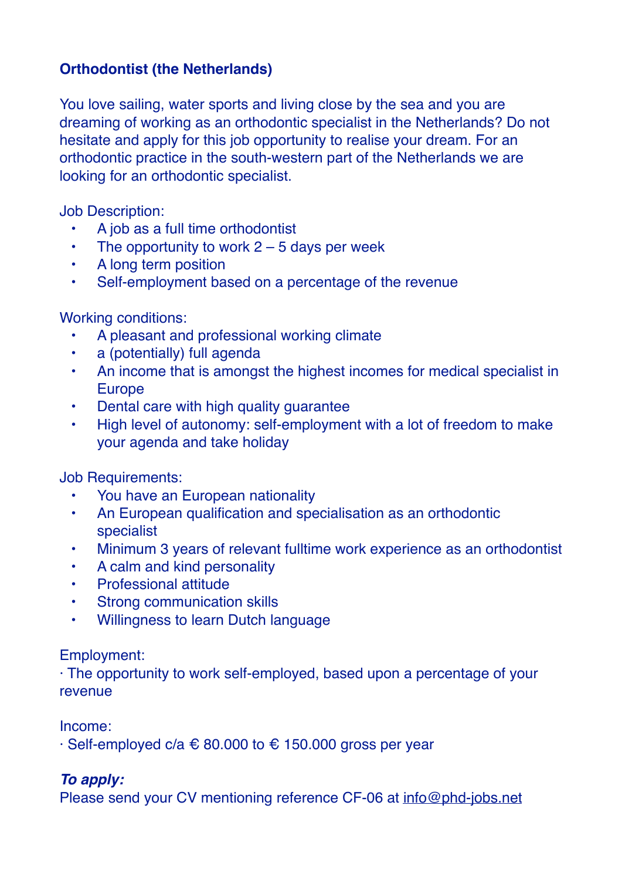**Orthodontist (the Netherlands)**

You love sailing, water sports and living close by the sea and you are dreaming of working as an orthodontic specialist in the Netherlands? Do not hesitate and apply for this job opportunity to realise your dream. For an orthodontic practice in the south-western part of the Netherlands we are looking for an orthodontic specialist.

Job Description:

- A job as a full time orthodontist
- The opportunity to work 2 – 5 days per week
- A long term position
- Self-employment based on a percentage of the revenue

Working conditions:

- A pleasant and professional working climate
- a (potentially) full agenda
- An income that is amongst the highest incomes for medical specialist in Europe
- Dental care with high quality guarantee
- High level of autonomy: self-employment with a lot of freedom to make your agenda and take holiday

Job Requirements:

- You have an European nationality
- An European qualification and specialisation as an orthodontic specialist
- Minimum 3 years of relevant fulltime work experience as an orthodontist
- A calm and kind personality
- Professional attitude
- Strong communication skills
- Willingness to learn Dutch language

Employment:

· The opportunity to work self-employed, based upon a percentage of your revenue

Income:

· Self-employed c/a € 80.000 to € 150.000 gross per year

***To apply:***

Please send your CV mentioning reference CF-06 at info@phd-jobs.net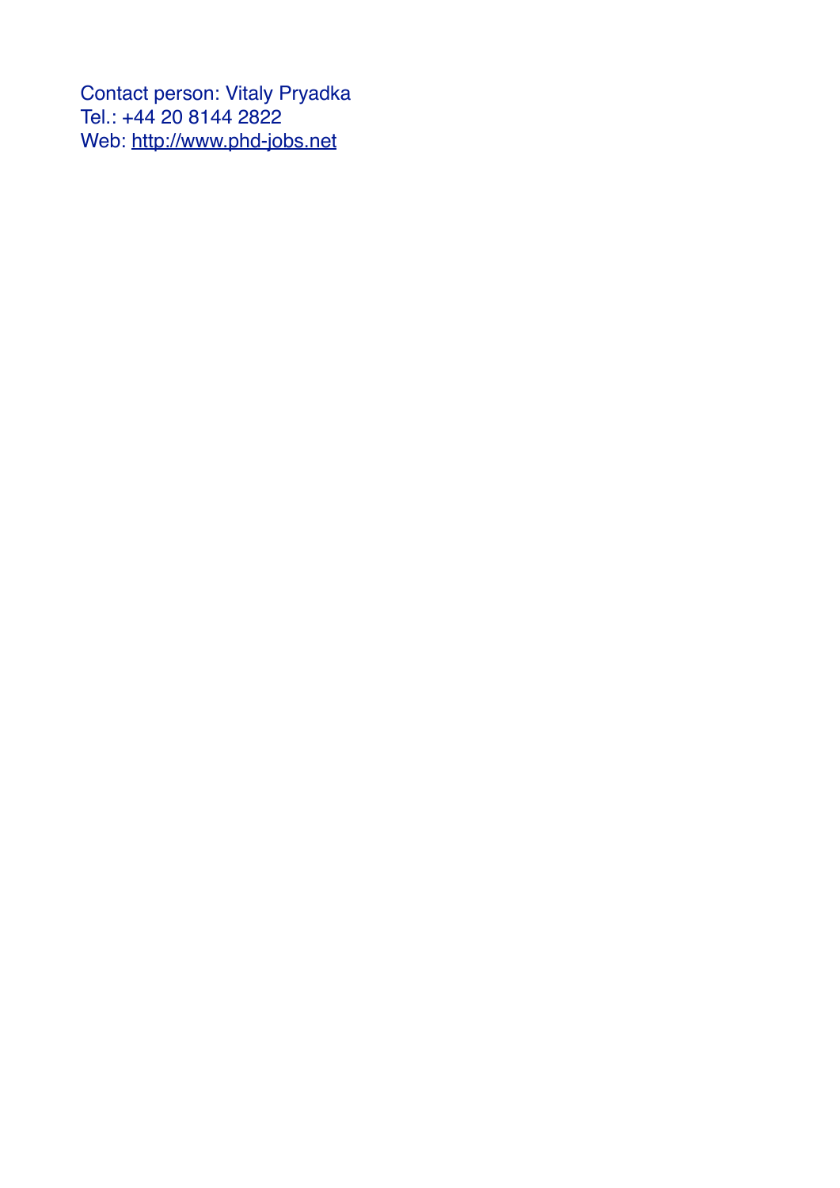Contact person: Vitaly Pryadka
Tel.: +44 20 8144 2822
Web: [http://www.phd-jobs.net](http://www.phd-jobs.net)